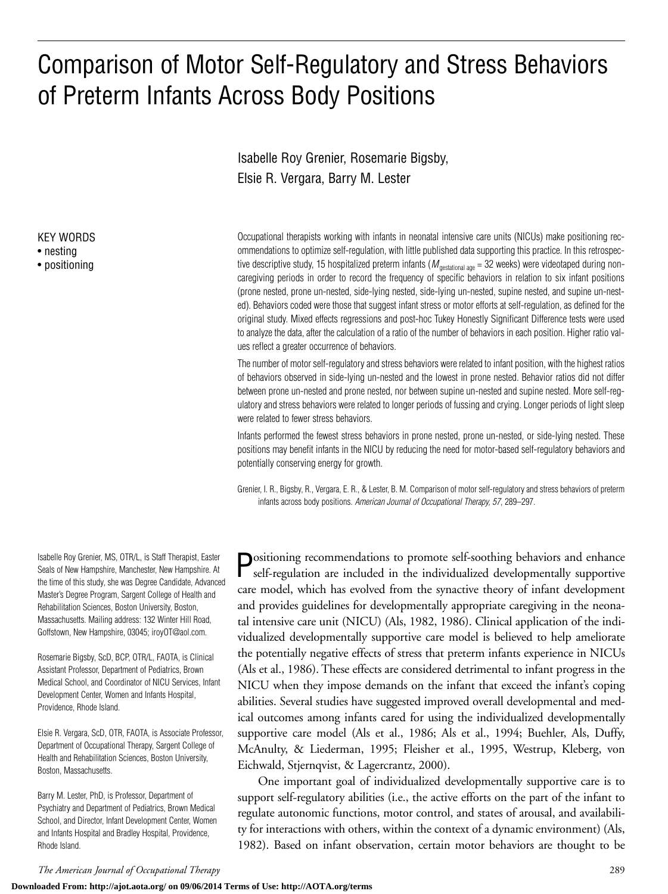# Comparison of Motor Self-Regulatory and Stress Behaviors of Preterm Infants Across Body Positions

Isabelle Roy Grenier, Rosemarie Bigsby, Elsie R. Vergara, Barry M. Lester

KEY WORDS
- nesting
- positioning

Occupational therapists working with infants in neonatal intensive care units (NICUs) make positioning recommendations to optimize self-regulation, with little published data supporting this practice. In this retrospective descriptive study, 15 hospitalized preterm infants ($M_{\text{gestational age}}$ = 32 weeks) were videotaped during non-caregiving periods in order to record the frequency of specific behaviors in relation to six infant positions (prone nested, prone un-nested, side-lying nested, side-lying un-nested, supine nested, and supine un-nested). Behaviors coded were those that suggest infant stress or motor efforts at self-regulation, as defined for the original study. Mixed effects regressions and post-hoc Tukey Honestly Significant Difference tests were used to analyze the data, after the calculation of a ratio of the number of behaviors in each position. Higher ratio values reflect a greater occurrence of behaviors.

The number of motor self-regulatory and stress behaviors were related to infant position, with the highest ratios of behaviors observed in side-lying un-nested and the lowest in prone nested. Behavior ratios did not differ between prone un-nested and prone nested, nor between supine un-nested and supine nested. More self-regulatory and stress behaviors were related to longer periods of fussing and crying. Longer periods of light sleep were related to fewer stress behaviors.

Infants performed the fewest stress behaviors in prone nested, prone un-nested, or side-lying nested. These positions may benefit infants in the NICU by reducing the need for motor-based self-regulatory behaviors and potentially conserving energy for growth.

Grenier, I. R., Bigsby, R., Vergara, E. R., & Lester, B. M. Comparison of motor self-regulatory and stress behaviors of preterm infants across body positions. *American Journal of Occupational Therapy, 57*, 289–297.

Isabelle Roy Grenier, MS, OTR/L, is Staff Therapist, Easter Seals of New Hampshire, Manchester, New Hampshire. At the time of this study, she was Degree Candidate, Advanced Master's Degree Program, Sargent College of Health and Rehabilitation Sciences, Boston University, Boston, Massachusetts. Mailing address: 132 Winter Hill Road, Goffstown, New Hampshire, 03045; iroyOT@aol.com.

Rosemarie Bigsby, ScD, BCP, OTR/L, FAOTA, is Clinical Assistant Professor, Department of Pediatrics, Brown Medical School, and Coordinator of NICU Services, Infant Development Center, Women and Infants Hospital, Providence, Rhode Island.

Elsie R. Vergara, ScD, OTR, FAOTA, is Associate Professor, Department of Occupational Therapy, Sargent College of Health and Rehabilitation Sciences, Boston University, Boston, Massachusetts.

Barry M. Lester, PhD, is Professor, Department of Psychiatry and Department of Pediatrics, Brown Medical School, and Director, Infant Development Center, Women and Infants Hospital and Bradley Hospital, Providence, Rhode Island.

Positioning recommendations to promote self-soothing behaviors and enhance self-regulation are included in the individualized developmentally supportive care model, which has evolved from the synactive theory of infant development and provides guidelines for developmentally appropriate caregiving in the neonatal intensive care unit (NICU) (Als, 1982, 1986). Clinical application of the individualized developmentally supportive care model is believed to help ameliorate the potentially negative effects of stress that preterm infants experience in NICUs (Als et al., 1986). These effects are considered detrimental to infant progress in the NICU when they impose demands on the infant that exceed the infant's coping abilities. Several studies have suggested improved overall developmental and medical outcomes among infants cared for using the individualized developmentally supportive care model (Als et al., 1986; Als et al., 1994; Buehler, Als, Duffy, McAnulty, & Liederman, 1995; Fleisher et al., 1995, Westrup, Kleberg, von Eichwald, Stjernqvist, & Lagercrantz, 2000).

One important goal of individualized developmentally supportive care is to support self-regulatory abilities (i.e., the active efforts on the part of the infant to regulate autonomic functions, motor control, and states of arousal, and availability for interactions with others, within the context of a dynamic environment) (Als, 1982). Based on infant observation, certain motor behaviors are thought to be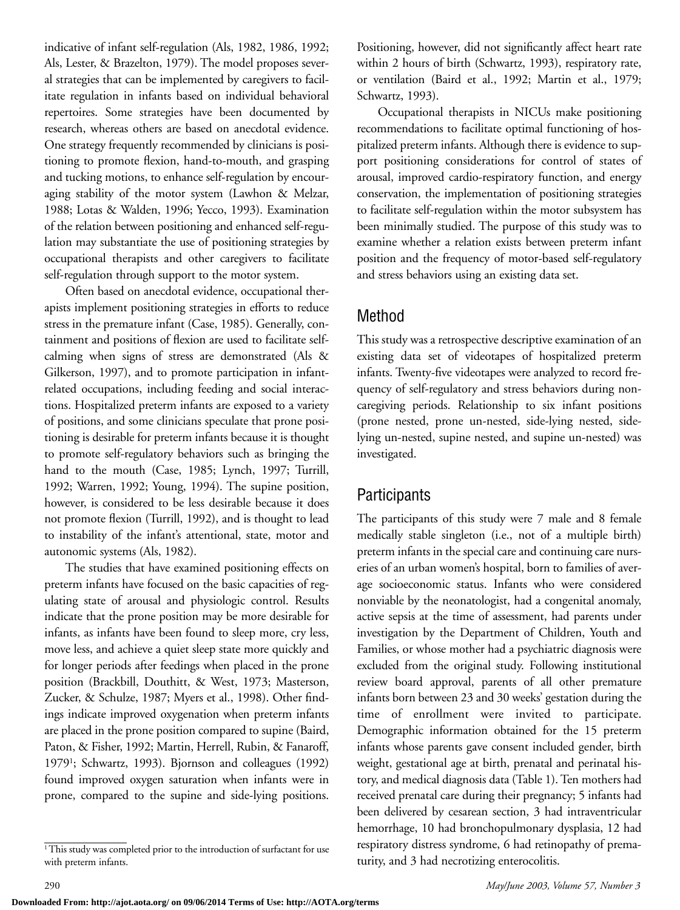indicative of infant self-regulation (Als, 1982, 1986, 1992; Als, Lester, & Brazelton, 1979). The model proposes several strategies that can be implemented by caregivers to facilitate regulation in infants based on individual behavioral repertoires. Some strategies have been documented by research, whereas others are based on anecdotal evidence. One strategy frequently recommended by clinicians is positioning to promote flexion, hand-to-mouth, and grasping and tucking motions, to enhance self-regulation by encouraging stability of the motor system (Lawhon & Melzar, 1988; Lotas & Walden, 1996; Yecco, 1993). Examination of the relation between positioning and enhanced self-regulation may substantiate the use of positioning strategies by occupational therapists and other caregivers to facilitate self-regulation through support to the motor system.

Often based on anecdotal evidence, occupational therapists implement positioning strategies in efforts to reduce stress in the premature infant (Case, 1985). Generally, containment and positions of flexion are used to facilitate self-calming when signs of stress are demonstrated (Als & Gilkerson, 1997), and to promote participation in infant-related occupations, including feeding and social interactions. Hospitalized preterm infants are exposed to a variety of positions, and some clinicians speculate that prone positioning is desirable for preterm infants because it is thought to promote self-regulatory behaviors such as bringing the hand to the mouth (Case, 1985; Lynch, 1997; Turrill, 1992; Warren, 1992; Young, 1994). The supine position, however, is considered to be less desirable because it does not promote flexion (Turrill, 1992), and is thought to lead to instability of the infant's attentional, state, motor and autonomic systems (Als, 1982).

The studies that have examined positioning effects on preterm infants have focused on the basic capacities of regulating state of arousal and physiologic control. Results indicate that the prone position may be more desirable for infants, as infants have been found to sleep more, cry less, move less, and achieve a quiet sleep state more quickly and for longer periods after feedings when placed in the prone position (Brackbill, Douthitt, & West, 1973; Masterson, Zucker, & Schulze, 1987; Myers et al., 1998). Other findings indicate improved oxygenation when preterm infants are placed in the prone position compared to supine (Baird, Paton, & Fisher, 1992; Martin, Herrell, Rubin, & Fanaroff, 1979[1]; Schwartz, 1993). Bjornson and colleagues (1992) found improved oxygen saturation when infants were in prone, compared to the supine and side-lying positions. Positioning, however, did not significantly affect heart rate within 2 hours of birth (Schwartz, 1993), respiratory rate, or ventilation (Baird et al., 1992; Martin et al., 1979; Schwartz, 1993).

Occupational therapists in NICUs make positioning recommendations to facilitate optimal functioning of hospitalized preterm infants. Although there is evidence to support positioning considerations for control of states of arousal, improved cardio-respiratory function, and energy conservation, the implementation of positioning strategies to facilitate self-regulation within the motor subsystem has been minimally studied. The purpose of this study was to examine whether a relation exists between preterm infant position and the frequency of motor-based self-regulatory and stress behaviors using an existing data set.

## Method

This study was a retrospective descriptive examination of an existing data set of videotapes of hospitalized preterm infants. Twenty-five videotapes were analyzed to record frequency of self-regulatory and stress behaviors during non-caregiving periods. Relationship to six infant positions (prone nested, prone un-nested, side-lying nested, side-lying un-nested, supine nested, and supine un-nested) was investigated.

## Participants

The participants of this study were 7 male and 8 female medically stable singleton (i.e., not of a multiple birth) preterm infants in the special care and continuing care nurseries of an urban women's hospital, born to families of average socioeconomic status. Infants who were considered nonviable by the neonatologist, had a congenital anomaly, active sepsis at the time of assessment, had parents under investigation by the Department of Children, Youth and Families, or whose mother had a psychiatric diagnosis were excluded from the original study. Following institutional review board approval, parents of all other premature infants born between 23 and 30 weeks' gestation during the time of enrollment were invited to participate. Demographic information obtained for the 15 preterm infants whose parents gave consent included gender, birth weight, gestational age at birth, prenatal and perinatal history, and medical diagnosis data (Table 1). Ten mothers had received prenatal care during their pregnancy; 5 infants had been delivered by cesarean section, 3 had intraventricular hemorrhage, 10 had bronchopulmonary dysplasia, 12 had respiratory distress syndrome, 6 had retinopathy of prematurity, and 3 had necrotizing enterocolitis.

[1] This study was completed prior to the introduction of surfactant for use with preterm infants.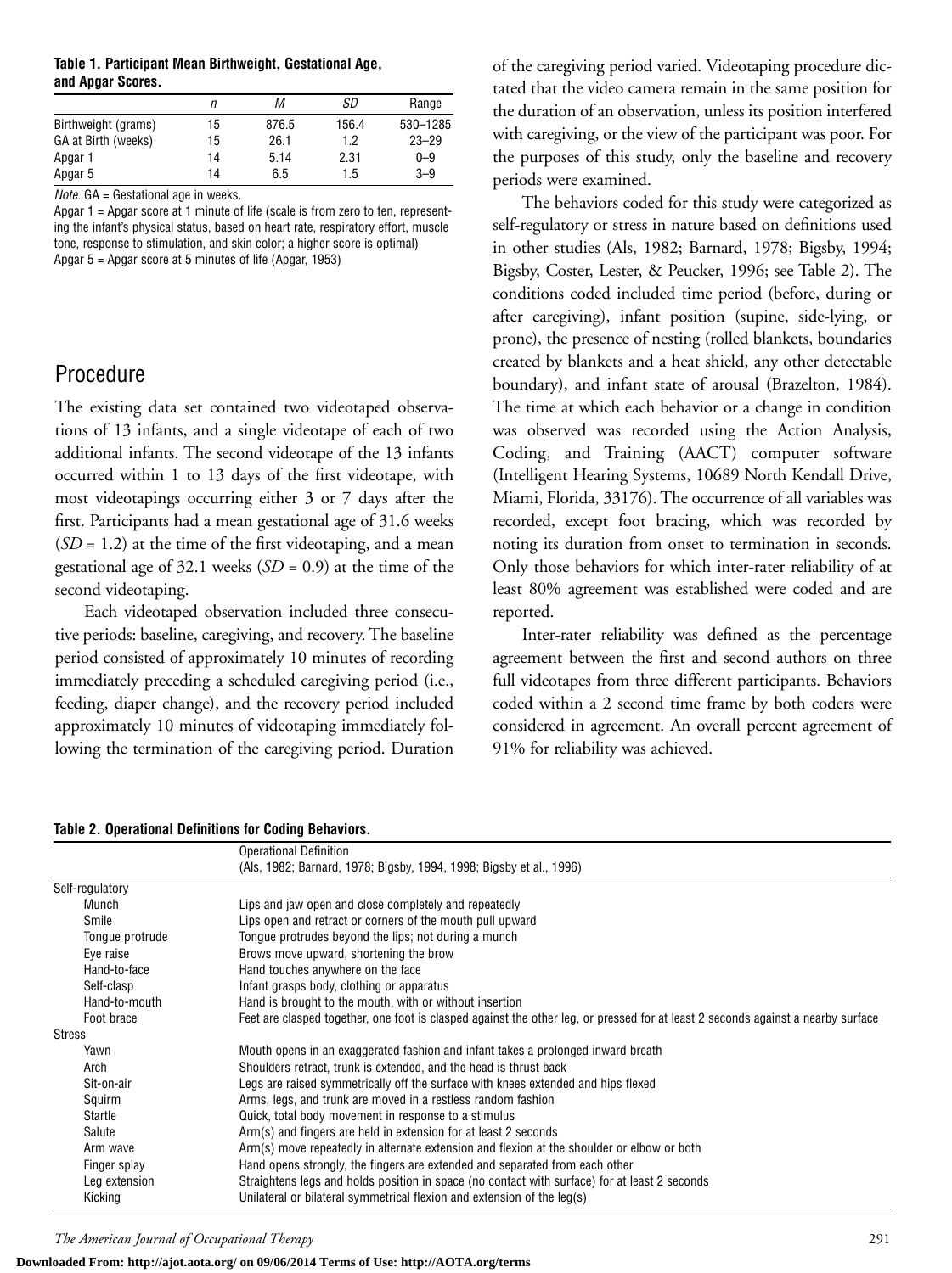**Table 1. Participant Mean Birthweight, Gestational Age, and Apgar Scores.**

| | *n* | *M* | *SD* | Range |
|---|---|---|---|---|
| Birthweight (grams) | 15 | 876.5 | 156.4 | 530–1285 |
| GA at Birth (weeks) | 15 | 26.1 | 1.2 | 23–29 |
| Apgar 1 | 14 | 5.14 | 2.31 | 0–9 |
| Apgar 5 | 14 | 6.5 | 1.5 | 3–9 |

*Note.* GA = Gestational age in weeks.
Apgar 1 = Apgar score at 1 minute of life (scale is from zero to ten, representing the infant's physical status, based on heart rate, respiratory effort, muscle tone, response to stimulation, and skin color; a higher score is optimal)
Apgar 5 = Apgar score at 5 minutes of life (Apgar, 1953)

## Procedure

The existing data set contained two videotaped observations of 13 infants, and a single videotape of each of two additional infants. The second videotape of the 13 infants occurred within 1 to 13 days of the first videotape, with most videotapings occurring either 3 or 7 days after the first. Participants had a mean gestational age of 31.6 weeks (*SD* = 1.2) at the time of the first videotaping, and a mean gestational age of 32.1 weeks (*SD* = 0.9) at the time of the second videotaping.

Each videotaped observation included three consecutive periods: baseline, caregiving, and recovery. The baseline period consisted of approximately 10 minutes of recording immediately preceding a scheduled caregiving period (i.e., feeding, diaper change), and the recovery period included approximately 10 minutes of videotaping immediately following the termination of the caregiving period. Duration of the caregiving period varied. Videotaping procedure dictated that the video camera remain in the same position for the duration of an observation, unless its position interfered with caregiving, or the view of the participant was poor. For the purposes of this study, only the baseline and recovery periods were examined.

The behaviors coded for this study were categorized as self-regulatory or stress in nature based on definitions used in other studies (Als, 1982; Barnard, 1978; Bigsby, 1994; Bigsby, Coster, Lester, & Peucker, 1996; see Table 2). The conditions coded included time period (before, during or after caregiving), infant position (supine, side-lying, or prone), the presence of nesting (rolled blankets, boundaries created by blankets and a heat shield, any other detectable boundary), and infant state of arousal (Brazelton, 1984). The time at which each behavior or a change in condition was observed was recorded using the Action Analysis, Coding, and Training (AACT) computer software (Intelligent Hearing Systems, 10689 North Kendall Drive, Miami, Florida, 33176). The occurrence of all variables was recorded, except foot bracing, which was recorded by noting its duration from onset to termination in seconds. Only those behaviors for which inter-rater reliability of at least 80% agreement was established were coded and are reported.

Inter-rater reliability was defined as the percentage agreement between the first and second authors on three full videotapes from three different participants. Behaviors coded within a 2 second time frame by both coders were considered in agreement. An overall percent agreement of 91% for reliability was achieved.

**Table 2. Operational Definitions for Coding Behaviors.**

| | Operational Definition (Als, 1982; Barnard, 1978; Bigsby, 1994, 1998; Bigsby et al., 1996) |
|---|---|
| Self-regulatory | |
| Munch | Lips and jaw open and close completely and repeatedly |
| Smile | Lips open and retract or corners of the mouth pull upward |
| Tongue protrude | Tongue protrudes beyond the lips; not during a munch |
| Eye raise | Brows move upward, shortening the brow |
| Hand-to-face | Hand touches anywhere on the face |
| Self-clasp | Infant grasps body, clothing or apparatus |
| Hand-to-mouth | Hand is brought to the mouth, with or without insertion |
| Foot brace | Feet are clasped together, one foot is clasped against the other leg, or pressed for at least 2 seconds against a nearby surface |
| Stress | |
| Yawn | Mouth opens in an exaggerated fashion and infant takes a prolonged inward breath |
| Arch | Shoulders retract, trunk is extended, and the head is thrust back |
| Sit-on-air | Legs are raised symmetrically off the surface with knees extended and hips flexed |
| Squirm | Arms, legs, and trunk are moved in a restless random fashion |
| Startle | Quick, total body movement in response to a stimulus |
| Salute | Arm(s) and fingers are held in extension for at least 2 seconds |
| Arm wave | Arm(s) move repeatedly in alternate extension and flexion at the shoulder or elbow or both |
| Finger splay | Hand opens strongly, the fingers are extended and separated from each other |
| Leg extension | Straightens legs and holds position in space (no contact with surface) for at least 2 seconds |
| Kicking | Unilateral or bilateral symmetrical flexion and extension of the leg(s) |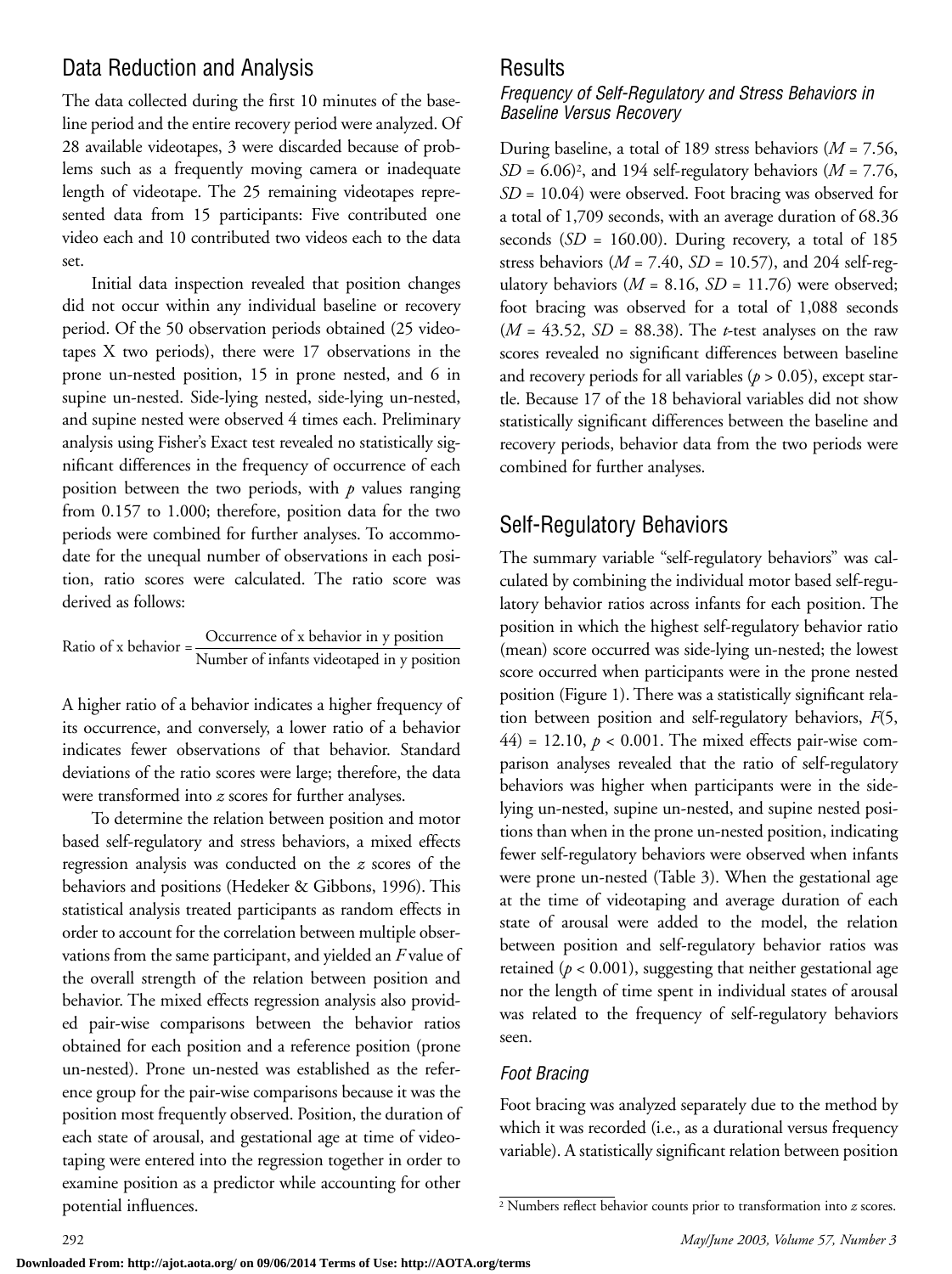## Data Reduction and Analysis

The data collected during the first 10 minutes of the baseline period and the entire recovery period were analyzed. Of 28 available videotapes, 3 were discarded because of problems such as a frequently moving camera or inadequate length of videotape. The 25 remaining videotapes represented data from 15 participants: Five contributed one video each and 10 contributed two videos each to the data set.

Initial data inspection revealed that position changes did not occur within any individual baseline or recovery period. Of the 50 observation periods obtained (25 videotapes X two periods), there were 17 observations in the prone un-nested position, 15 in prone nested, and 6 in supine un-nested. Side-lying nested, side-lying un-nested, and supine nested were observed 4 times each. Preliminary analysis using Fisher's Exact test revealed no statistically significant differences in the frequency of occurrence of each position between the two periods, with *p* values ranging from 0.157 to 1.000; therefore, position data for the two periods were combined for further analyses. To accommodate for the unequal number of observations in each position, ratio scores were calculated. The ratio score was derived as follows:

$$\text{Ratio of x behavior} = \frac{\text{Occurrence of x behavior in y position}}{\text{Number of infants videotaped in y position}}$$

A higher ratio of a behavior indicates a higher frequency of its occurrence, and conversely, a lower ratio of a behavior indicates fewer observations of that behavior. Standard deviations of the ratio scores were large; therefore, the data were transformed into *z* scores for further analyses.

To determine the relation between position and motor based self-regulatory and stress behaviors, a mixed effects regression analysis was conducted on the *z* scores of the behaviors and positions (Hedeker & Gibbons, 1996). This statistical analysis treated participants as random effects in order to account for the correlation between multiple observations from the same participant, and yielded an *F* value of the overall strength of the relation between position and behavior. The mixed effects regression analysis also provided pair-wise comparisons between the behavior ratios obtained for each position and a reference position (prone un-nested). Prone un-nested was established as the reference group for the pair-wise comparisons because it was the position most frequently observed. Position, the duration of each state of arousal, and gestational age at time of videotaping were entered into the regression together in order to examine position as a predictor while accounting for other potential influences.

## Results

### *Frequency of Self-Regulatory and Stress Behaviors in Baseline Versus Recovery*

During baseline, a total of 189 stress behaviors ($M = 7.56$, $SD = 6.06$)[2], and 194 self-regulatory behaviors ($M = 7.76$, $SD = 10.04$) were observed. Foot bracing was observed for a total of 1,709 seconds, with an average duration of 68.36 seconds ($SD = 160.00$). During recovery, a total of 185 stress behaviors ($M = 7.40$, $SD = 10.57$), and 204 self-regulatory behaviors ($M = 8.16$, $SD = 11.76$) were observed; foot bracing was observed for a total of 1,088 seconds ($M = 43.52$, $SD = 88.38$). The *t*-test analyses on the raw scores revealed no significant differences between baseline and recovery periods for all variables ($p > 0.05$), except startle. Because 17 of the 18 behavioral variables did not show statistically significant differences between the baseline and recovery periods, behavior data from the two periods were combined for further analyses.

## Self-Regulatory Behaviors

The summary variable "self-regulatory behaviors" was calculated by combining the individual motor based self-regulatory behavior ratios across infants for each position. The position in which the highest self-regulatory behavior ratio (mean) score occurred was side-lying un-nested; the lowest score occurred when participants were in the prone nested position (Figure 1). There was a statistically significant relation between position and self-regulatory behaviors, $F(5, 44) = 12.10$, $p < 0.001$. The mixed effects pair-wise comparison analyses revealed that the ratio of self-regulatory behaviors was higher when participants were in the side-lying un-nested, supine un-nested, and supine nested positions than when in the prone un-nested position, indicating fewer self-regulatory behaviors were observed when infants were prone un-nested (Table 3). When the gestational age at the time of videotaping and average duration of each state of arousal were added to the model, the relation between position and self-regulatory behavior ratios was retained ($p < 0.001$), suggesting that neither gestational age nor the length of time spent in individual states of arousal was related to the frequency of self-regulatory behaviors seen.

### *Foot Bracing*

Foot bracing was analyzed separately due to the method by which it was recorded (i.e., as a durational versus frequency variable). A statistically significant relation between position

[2] Numbers reflect behavior counts prior to transformation into *z* scores.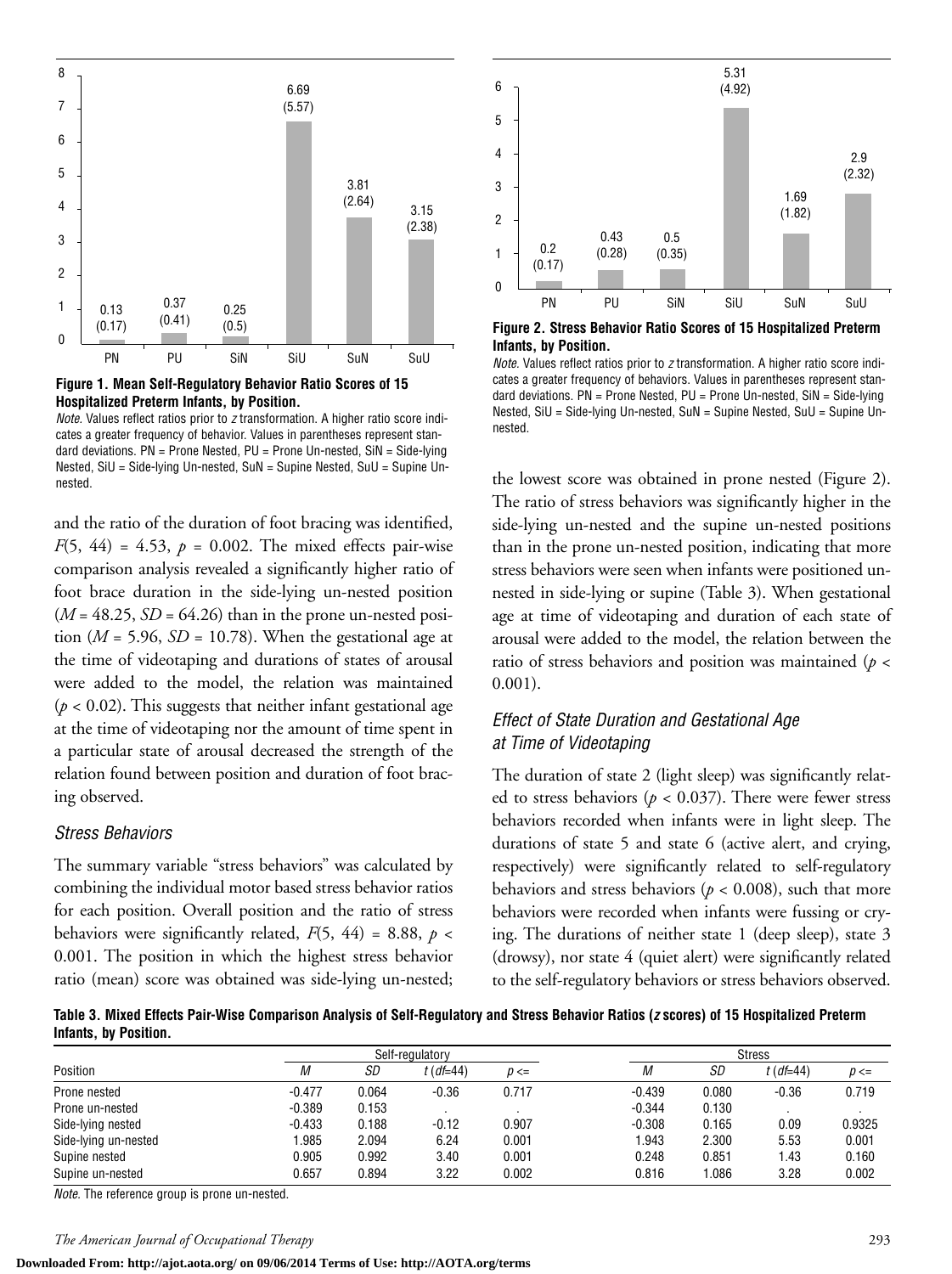Figure 1. Mean Self-Regulatory Behavior Ratio Scores of 15 Hospitalized Preterm Infants, by Position.

*Note.* Values reflect ratios prior to *z* transformation. A higher ratio score indicates a greater frequency of behavior. Values in parentheses represent standard deviations. PN = Prone Nested, PU = Prone Un-nested, SiN = Side-lying Nested, SiU = Side-lying Un-nested, SuN = Supine Nested, SuU = Supine Un-nested.

and the ratio of the duration of foot bracing was identified, $F(5, 44) = 4.53$, $p = 0.002$. The mixed effects pair-wise comparison analysis revealed a significantly higher ratio of foot brace duration in the side-lying un-nested position ($M = 48.25$, $SD = 64.26$) than in the prone un-nested position ($M = 5.96$, $SD = 10.78$). When the gestational age at the time of videotaping and durations of states of arousal were added to the model, the relation was maintained ($p < 0.02$). This suggests that neither infant gestational age at the time of videotaping nor the amount of time spent in a particular state of arousal decreased the strength of the relation found between position and duration of foot bracing observed.

### *Stress Behaviors*

The summary variable "stress behaviors" was calculated by combining the individual motor based stress behavior ratios for each position. Overall position and the ratio of stress behaviors were significantly related, $F(5, 44) = 8.88$, $p < 0.001$. The position in which the highest stress behavior ratio (mean) score was obtained was side-lying un-nested; the lowest score was obtained in prone nested (Figure 2). The ratio of stress behaviors was significantly higher in the side-lying un-nested and the supine un-nested positions than in the prone un-nested position, indicating that more stress behaviors were seen when infants were positioned un-nested in side-lying or supine (Table 3). When gestational age at time of videotaping and duration of each state of arousal were added to the model, the relation between the ratio of stress behaviors and position was maintained ($p < 0.001$).

Figure 2. Stress Behavior Ratio Scores of 15 Hospitalized Preterm Infants, by Position.

*Note.* Values reflect ratios prior to *z* transformation. A higher ratio score indicates a greater frequency of behaviors. Values in parentheses represent standard deviations. PN = Prone Nested, PU = Prone Un-nested, SiN = Side-lying Nested, SiU = Side-lying Un-nested, SuN = Supine Nested, SuU = Supine Un-nested.

### *Effect of State Duration and Gestational Age at Time of Videotaping*

The duration of state 2 (light sleep) was significantly related to stress behaviors ($p < 0.037$). There were fewer stress behaviors recorded when infants were in light sleep. The durations of state 5 and state 6 (active alert, and crying, respectively) were significantly related to self-regulatory behaviors and stress behaviors ($p < 0.008$), such that more behaviors were recorded when infants were fussing or crying. The durations of neither state 1 (deep sleep), state 3 (drowsy), nor state 4 (quiet alert) were significantly related to the self-regulatory behaviors or stress behaviors observed.

**Table 3. Mixed Effects Pair-Wise Comparison Analysis of Self-Regulatory and Stress Behavior Ratios (*z* scores) of 15 Hospitalized Preterm Infants, by Position.**

| | Self-regulatory | | | | Stress | | | |
|---|---|---|---|---|---|---|---|---|
| Position | *M* | *SD* | *t* (*df*=44) | *p* <= | *M* | *SD* | *t* (*df*=44) | *p* <= |
| Prone nested | -0.477 | 0.064 | -0.36 | 0.717 | -0.439 | 0.080 | -0.36 | 0.719 |
| Prone un-nested | -0.389 | 0.153 | . | . | -0.344 | 0.130 | . | . |
| Side-lying nested | -0.433 | 0.188 | -0.12 | 0.907 | -0.308 | 0.165 | 0.09 | 0.9325 |
| Side-lying un-nested | 1.985 | 2.094 | 6.24 | 0.001 | 1.943 | 2.300 | 5.53 | 0.001 |
| Supine nested | 0.905 | 0.992 | 3.40 | 0.001 | 0.248 | 0.851 | 1.43 | 0.160 |
| Supine un-nested | 0.657 | 0.894 | 3.22 | 0.002 | 0.816 | 1.086 | 3.28 | 0.002 |

*Note.* The reference group is prone un-nested.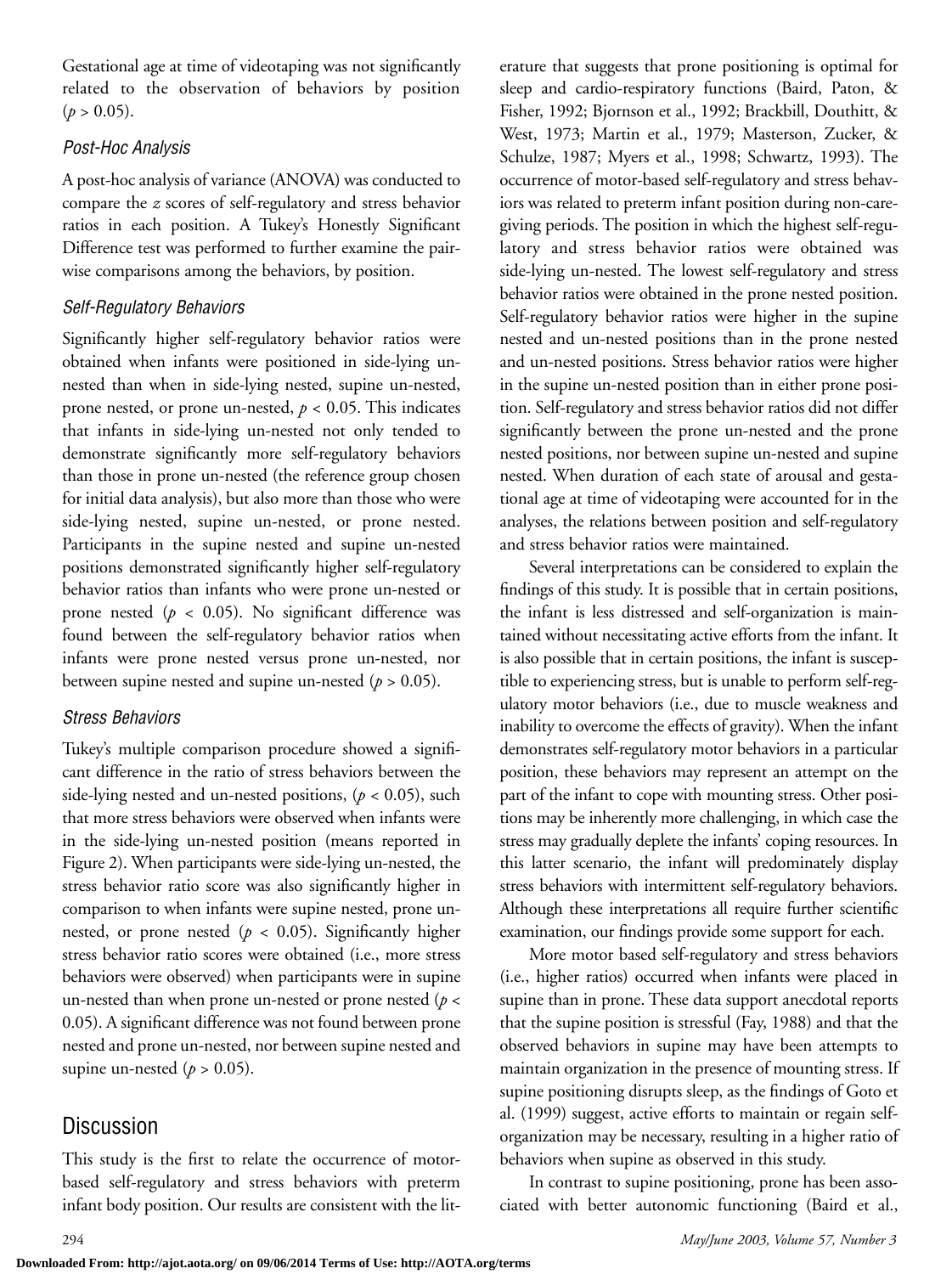Gestational age at time of videotaping was not significantly related to the observation of behaviors by position ($p > 0.05$).

### Post-Hoc Analysis

A post-hoc analysis of variance (ANOVA) was conducted to compare the $z$ scores of self-regulatory and stress behavior ratios in each position. A Tukey's Honestly Significant Difference test was performed to further examine the pairwise comparisons among the behaviors, by position.

### Self-Regulatory Behaviors

Significantly higher self-regulatory behavior ratios were obtained when infants were positioned in side-lying un-nested than when in side-lying nested, supine un-nested, prone nested, or prone un-nested, $p < 0.05$. This indicates that infants in side-lying un-nested not only tended to demonstrate significantly more self-regulatory behaviors than those in prone un-nested (the reference group chosen for initial data analysis), but also more than those who were side-lying nested, supine un-nested, or prone nested. Participants in the supine nested and supine un-nested positions demonstrated significantly higher self-regulatory behavior ratios than infants who were prone un-nested or prone nested ($p < 0.05$). No significant difference was found between the self-regulatory behavior ratios when infants were prone nested versus prone un-nested, nor between supine nested and supine un-nested ($p > 0.05$).

### Stress Behaviors

Tukey's multiple comparison procedure showed a significant difference in the ratio of stress behaviors between the side-lying nested and un-nested positions, ($p < 0.05$), such that more stress behaviors were observed when infants were in the side-lying un-nested position (means reported in Figure 2). When participants were side-lying un-nested, the stress behavior ratio score was also significantly higher in comparison to when infants were supine nested, prone un-nested, or prone nested ($p < 0.05$). Significantly higher stress behavior ratio scores were obtained (i.e., more stress behaviors were observed) when participants were in supine un-nested than when prone un-nested or prone nested ($p < 0.05$). A significant difference was not found between prone nested and prone un-nested, nor between supine nested and supine un-nested ($p > 0.05$).

## Discussion

This study is the first to relate the occurrence of motor-based self-regulatory and stress behaviors with preterm infant body position. Our results are consistent with the literature that suggests that prone positioning is optimal for sleep and cardio-respiratory functions (Baird, Paton, & Fisher, 1992; Bjornson et al., 1992; Brackbill, Douthitt, & West, 1973; Martin et al., 1979; Masterson, Zucker, & Schulze, 1987; Myers et al., 1998; Schwartz, 1993). The occurrence of motor-based self-regulatory and stress behaviors was related to preterm infant position during non-caregiving periods. The position in which the highest self-regulatory and stress behavior ratios were obtained was side-lying un-nested. The lowest self-regulatory and stress behavior ratios were obtained in the prone nested position. Self-regulatory behavior ratios were higher in the supine nested and un-nested positions than in the prone nested and un-nested positions. Stress behavior ratios were higher in the supine un-nested position than in either prone position. Self-regulatory and stress behavior ratios did not differ significantly between the prone un-nested and the prone nested positions, nor between supine un-nested and supine nested. When duration of each state of arousal and gestational age at time of videotaping were accounted for in the analyses, the relations between position and self-regulatory and stress behavior ratios were maintained.

Several interpretations can be considered to explain the findings of this study. It is possible that in certain positions, the infant is less distressed and self-organization is maintained without necessitating active efforts from the infant. It is also possible that in certain positions, the infant is susceptible to experiencing stress, but is unable to perform self-regulatory motor behaviors (i.e., due to muscle weakness and inability to overcome the effects of gravity). When the infant demonstrates self-regulatory motor behaviors in a particular position, these behaviors may represent an attempt on the part of the infant to cope with mounting stress. Other positions may be inherently more challenging, in which case the stress may gradually deplete the infants' coping resources. In this latter scenario, the infant will predominately display stress behaviors with intermittent self-regulatory behaviors. Although these interpretations all require further scientific examination, our findings provide some support for each.

More motor based self-regulatory and stress behaviors (i.e., higher ratios) occurred when infants were placed in supine than in prone. These data support anecdotal reports that the supine position is stressful (Fay, 1988) and that the observed behaviors in supine may have been attempts to maintain organization in the presence of mounting stress. If supine positioning disrupts sleep, as the findings of Goto et al. (1999) suggest, active efforts to maintain or regain self-organization may be necessary, resulting in a higher ratio of behaviors when supine as observed in this study.

In contrast to supine positioning, prone has been associated with better autonomic functioning (Baird et al.,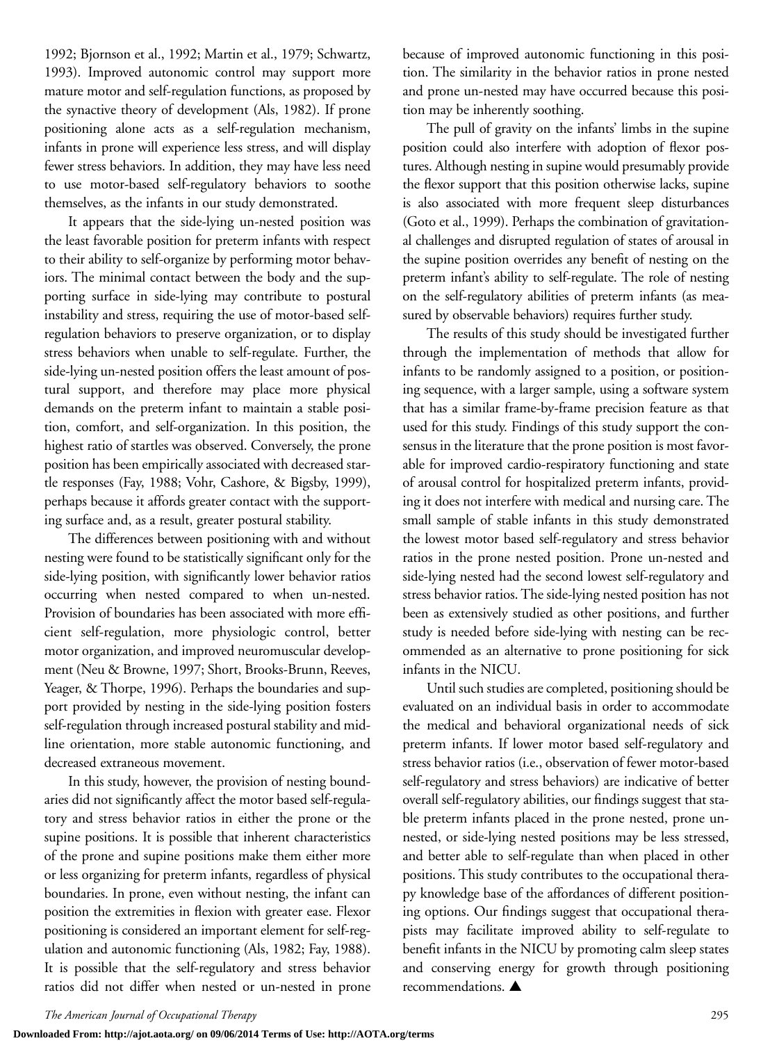1992; Bjornson et al., 1992; Martin et al., 1979; Schwartz, 1993). Improved autonomic control may support more mature motor and self-regulation functions, as proposed by the synactive theory of development (Als, 1982). If prone positioning alone acts as a self-regulation mechanism, infants in prone will experience less stress, and will display fewer stress behaviors. In addition, they may have less need to use motor-based self-regulatory behaviors to soothe themselves, as the infants in our study demonstrated.

It appears that the side-lying un-nested position was the least favorable position for preterm infants with respect to their ability to self-organize by performing motor behaviors. The minimal contact between the body and the supporting surface in side-lying may contribute to postural instability and stress, requiring the use of motor-based self-regulation behaviors to preserve organization, or to display stress behaviors when unable to self-regulate. Further, the side-lying un-nested position offers the least amount of postural support, and therefore may place more physical demands on the preterm infant to maintain a stable position, comfort, and self-organization. In this position, the highest ratio of startles was observed. Conversely, the prone position has been empirically associated with decreased startle responses (Fay, 1988; Vohr, Cashore, & Bigsby, 1999), perhaps because it affords greater contact with the supporting surface and, as a result, greater postural stability.

The differences between positioning with and without nesting were found to be statistically significant only for the side-lying position, with significantly lower behavior ratios occurring when nested compared to when un-nested. Provision of boundaries has been associated with more efficient self-regulation, more physiologic control, better motor organization, and improved neuromuscular development (Neu & Browne, 1997; Short, Brooks-Brunn, Reeves, Yeager, & Thorpe, 1996). Perhaps the boundaries and support provided by nesting in the side-lying position fosters self-regulation through increased postural stability and midline orientation, more stable autonomic functioning, and decreased extraneous movement.

In this study, however, the provision of nesting boundaries did not significantly affect the motor based self-regulatory and stress behavior ratios in either the prone or the supine positions. It is possible that inherent characteristics of the prone and supine positions make them either more or less organizing for preterm infants, regardless of physical boundaries. In prone, even without nesting, the infant can position the extremities in flexion with greater ease. Flexor positioning is considered an important element for self-regulation and autonomic functioning (Als, 1982; Fay, 1988). It is possible that the self-regulatory and stress behavior ratios did not differ when nested or un-nested in prone because of improved autonomic functioning in this position. The similarity in the behavior ratios in prone nested and prone un-nested may have occurred because this position may be inherently soothing.

The pull of gravity on the infants' limbs in the supine position could also interfere with adoption of flexor postures. Although nesting in supine would presumably provide the flexor support that this position otherwise lacks, supine is also associated with more frequent sleep disturbances (Goto et al., 1999). Perhaps the combination of gravitational challenges and disrupted regulation of states of arousal in the supine position overrides any benefit of nesting on the preterm infant's ability to self-regulate. The role of nesting on the self-regulatory abilities of preterm infants (as measured by observable behaviors) requires further study.

The results of this study should be investigated further through the implementation of methods that allow for infants to be randomly assigned to a position, or positioning sequence, with a larger sample, using a software system that has a similar frame-by-frame precision feature as that used for this study. Findings of this study support the consensus in the literature that the prone position is most favorable for improved cardio-respiratory functioning and state of arousal control for hospitalized preterm infants, providing it does not interfere with medical and nursing care. The small sample of stable infants in this study demonstrated the lowest motor based self-regulatory and stress behavior ratios in the prone nested position. Prone un-nested and side-lying nested had the second lowest self-regulatory and stress behavior ratios. The side-lying nested position has not been as extensively studied as other positions, and further study is needed before side-lying with nesting can be recommended as an alternative to prone positioning for sick infants in the NICU.

Until such studies are completed, positioning should be evaluated on an individual basis in order to accommodate the medical and behavioral organizational needs of sick preterm infants. If lower motor based self-regulatory and stress behavior ratios (i.e., observation of fewer motor-based self-regulatory and stress behaviors) are indicative of better overall self-regulatory abilities, our findings suggest that stable preterm infants placed in the prone nested, prone un-nested, or side-lying nested positions may be less stressed, and better able to self-regulate than when placed in other positions. This study contributes to the occupational therapy knowledge base of the affordances of different positioning options. Our findings suggest that occupational therapists may facilitate improved ability to self-regulate to benefit infants in the NICU by promoting calm sleep states and conserving energy for growth through positioning recommendations. ▲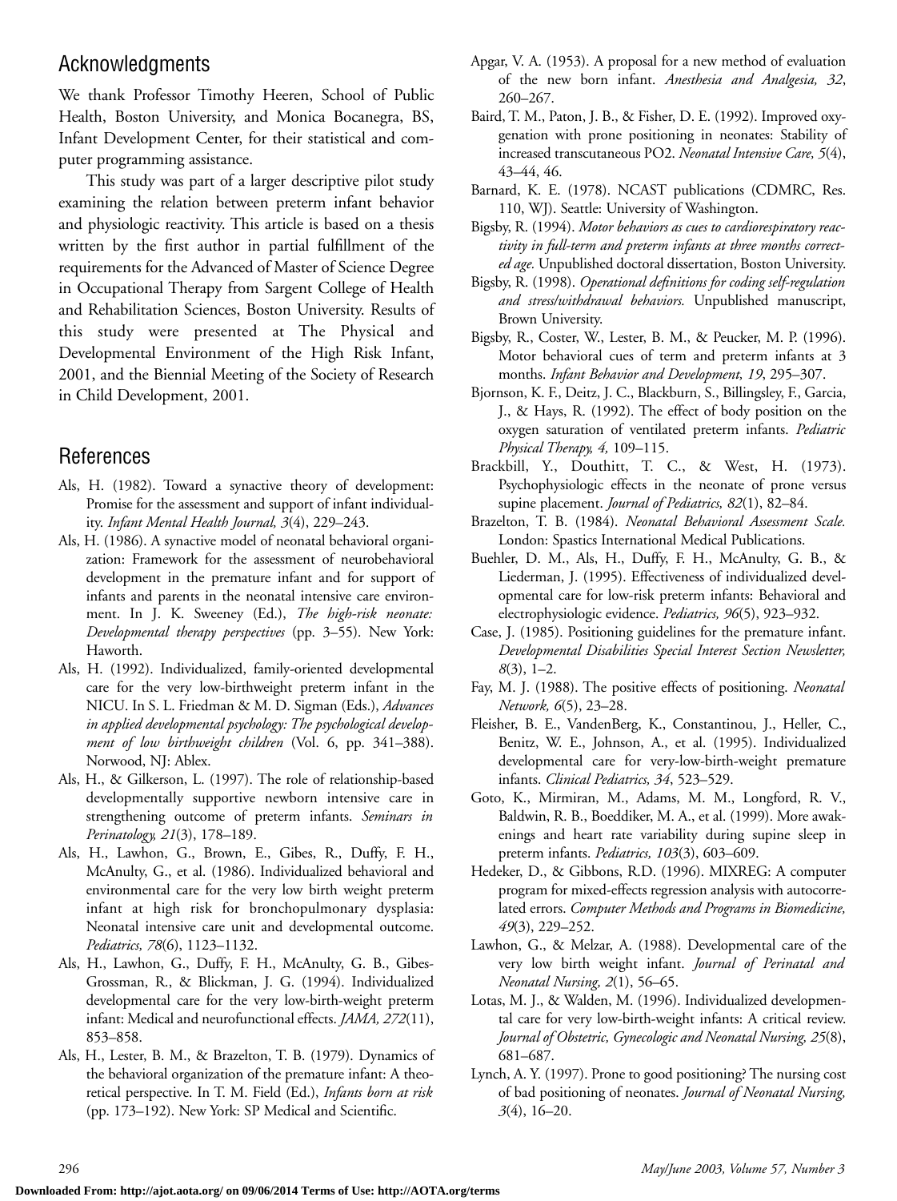## Acknowledgments

We thank Professor Timothy Heeren, School of Public Health, Boston University, and Monica Bocanegra, BS, Infant Development Center, for their statistical and computer programming assistance.

This study was part of a larger descriptive pilot study examining the relation between preterm infant behavior and physiologic reactivity. This article is based on a thesis written by the first author in partial fulfillment of the requirements for the Advanced of Master of Science Degree in Occupational Therapy from Sargent College of Health and Rehabilitation Sciences, Boston University. Results of this study were presented at The Physical and Developmental Environment of the High Risk Infant, 2001, and the Biennial Meeting of the Society of Research in Child Development, 2001.

## References

Als, H. (1982). Toward a synactive theory of development: Promise for the assessment and support of infant individuality. *Infant Mental Health Journal, 3*(4), 229–243.

Als, H. (1986). A synactive model of neonatal behavioral organization: Framework for the assessment of neurobehavioral development in the premature infant and for support of infants and parents in the neonatal intensive care environment. In J. K. Sweeney (Ed.), *The high-risk neonate: Developmental therapy perspectives* (pp. 3–55). New York: Haworth.

Als, H. (1992). Individualized, family-oriented developmental care for the very low-birthweight preterm infant in the NICU. In S. L. Friedman & M. D. Sigman (Eds.), *Advances in applied developmental psychology: The psychological development of low birthweight children* (Vol. 6, pp. 341–388). Norwood, NJ: Ablex.

Als, H., & Gilkerson, L. (1997). The role of relationship-based developmentally supportive newborn intensive care in strengthening outcome of preterm infants. *Seminars in Perinatology, 21*(3), 178–189.

Als, H., Lawhon, G., Brown, E., Gibes, R., Duffy, F. H., McAnulty, G., et al. (1986). Individualized behavioral and environmental care for the very low birth weight preterm infant at high risk for bronchopulmonary dysplasia: Neonatal intensive care unit and developmental outcome. *Pediatrics, 78*(6), 1123–1132.

Als, H., Lawhon, G., Duffy, F. H., McAnulty, G. B., Gibes-Grossman, R., & Blickman, J. G. (1994). Individualized developmental care for the very low-birth-weight preterm infant: Medical and neurofunctional effects. *JAMA, 272*(11), 853–858.

Als, H., Lester, B. M., & Brazelton, T. B. (1979). Dynamics of the behavioral organization of the premature infant: A theoretical perspective. In T. M. Field (Ed.), *Infants born at risk* (pp. 173–192). New York: SP Medical and Scientific.

Apgar, V. A. (1953). A proposal for a new method of evaluation of the new born infant. *Anesthesia and Analgesia, 32*, 260–267.

Baird, T. M., Paton, J. B., & Fisher, D. E. (1992). Improved oxygenation with prone positioning in neonates: Stability of increased transcutaneous PO2. *Neonatal Intensive Care, 5*(4), 43–44, 46.

Barnard, K. E. (1978). NCAST publications (CDMRC, Res. 110, WJ). Seattle: University of Washington.

Bigsby, R. (1994). *Motor behaviors as cues to cardiorespiratory reactivity in full-term and preterm infants at three months corrected age.* Unpublished doctoral dissertation, Boston University.

Bigsby, R. (1998). *Operational definitions for coding self-regulation and stress/withdrawal behaviors.* Unpublished manuscript, Brown University.

Bigsby, R., Coster, W., Lester, B. M., & Peucker, M. P. (1996). Motor behavioral cues of term and preterm infants at 3 months. *Infant Behavior and Development, 19*, 295–307.

Bjornson, K. F., Deitz, J. C., Blackburn, S., Billingsley, F., Garcia, J., & Hays, R. (1992). The effect of body position on the oxygen saturation of ventilated preterm infants. *Pediatric Physical Therapy, 4,* 109–115.

Brackbill, Y., Douthitt, T. C., & West, H. (1973). Psychophysiologic effects in the neonate of prone versus supine placement. *Journal of Pediatrics, 82*(1), 82–84.

Brazelton, T. B. (1984). *Neonatal Behavioral Assessment Scale.* London: Spastics International Medical Publications.

Buehler, D. M., Als, H., Duffy, F. H., McAnulty, G. B., & Liederman, J. (1995). Effectiveness of individualized developmental care for low-risk preterm infants: Behavioral and electrophysiologic evidence. *Pediatrics, 96*(5), 923–932.

Case, J. (1985). Positioning guidelines for the premature infant. *Developmental Disabilities Special Interest Section Newsletter, 8*(3), 1–2.

Fay, M. J. (1988). The positive effects of positioning. *Neonatal Network, 6*(5), 23–28.

Fleisher, B. E., VandenBerg, K., Constantinou, J., Heller, C., Benitz, W. E., Johnson, A., et al. (1995). Individualized developmental care for very-low-birth-weight premature infants. *Clinical Pediatrics, 34*, 523–529.

Goto, K., Mirmiran, M., Adams, M. M., Longford, R. V., Baldwin, R. B., Boeddiker, M. A., et al. (1999). More awakenings and heart rate variability during supine sleep in preterm infants. *Pediatrics, 103*(3), 603–609.

Hedeker, D., & Gibbons, R.D. (1996). MIXREG: A computer program for mixed-effects regression analysis with autocorrelated errors. *Computer Methods and Programs in Biomedicine, 49*(3), 229–252.

Lawhon, G., & Melzar, A. (1988). Developmental care of the very low birth weight infant. *Journal of Perinatal and Neonatal Nursing, 2*(1), 56–65.

Lotas, M. J., & Walden, M. (1996). Individualized developmental care for very low-birth-weight infants: A critical review. *Journal of Obstetric, Gynecologic and Neonatal Nursing, 25*(8), 681–687.

Lynch, A. Y. (1997). Prone to good positioning? The nursing cost of bad positioning of neonates. *Journal of Neonatal Nursing, 3*(4), 16–20.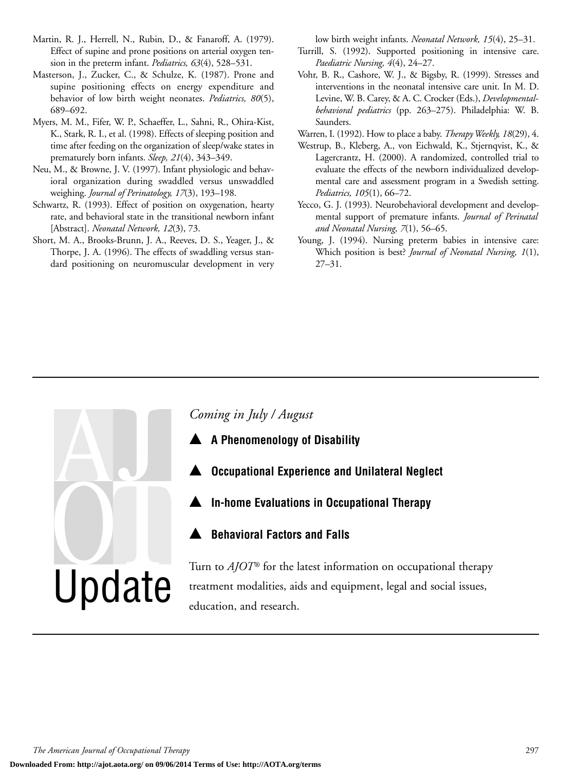Martin, R. J., Herrell, N., Rubin, D., & Fanaroff, A. (1979). Effect of supine and prone positions on arterial oxygen tension in the preterm infant. *Pediatrics, 63*(4), 528–531.

Masterson, J., Zucker, C., & Schulze, K. (1987). Prone and supine positioning effects on energy expenditure and behavior of low birth weight neonates. *Pediatrics, 80*(5), 689–692.

Myers, M. M., Fifer, W. P., Schaeffer, L., Sahni, R., Ohira-Kist, K., Stark, R. I., et al. (1998). Effects of sleeping position and time after feeding on the organization of sleep/wake states in prematurely born infants. *Sleep, 21*(4), 343–349.

Neu, M., & Browne, J. V. (1997). Infant physiologic and behavioral organization during swaddled versus unswaddled weighing. *Journal of Perinatology, 17*(3), 193–198.

Schwartz, R. (1993). Effect of position on oxygenation, hearty rate, and behavioral state in the transitional newborn infant [Abstract]. *Neonatal Network, 12*(3), 73.

Short, M. A., Brooks-Brunn, J. A., Reeves, D. S., Yeager, J., & Thorpe, J. A. (1996). The effects of swaddling versus standard positioning on neuromuscular development in very low birth weight infants. *Neonatal Network, 15*(4), 25–31.

Turrill, S. (1992). Supported positioning in intensive care. *Paediatric Nursing, 4*(4), 24–27.

Vohr, B. R., Cashore, W. J., & Bigsby, R. (1999). Stresses and interventions in the neonatal intensive care unit. In M. D. Levine, W. B. Carey, & A. C. Crocker (Eds.), *Developmental-behavioral pediatrics* (pp. 263–275). Philadelphia: W. B. Saunders.

Warren, I. (1992). How to place a baby. *Therapy Weekly, 18*(29), 4.

Westrup, B., Kleberg, A., von Eichwald, K., Stjernqvist, K., & Lagercrantz, H. (2000). A randomized, controlled trial to evaluate the effects of the newborn individualized developmental care and assessment program in a Swedish setting. *Pediatrics, 105*(1), 66–72.

Yecco, G. J. (1993). Neurobehavioral development and developmental support of premature infants. *Journal of Perinatal and Neonatal Nursing, 7*(1), 56–65.

Young, J. (1994). Nursing preterm babies in intensive care: Which position is best? *Journal of Neonatal Nursing, 1*(1), 27–31.

---

AJOT Update

*Coming in July / August*

- **A Phenomenology of Disability**
- **Occupational Experience and Unilateral Neglect**
- **In-home Evaluations in Occupational Therapy**
- **Behavioral Factors and Falls**

Turn to *AJOT*® for the latest information on occupational therapy treatment modalities, aids and equipment, legal and social issues, education, and research.